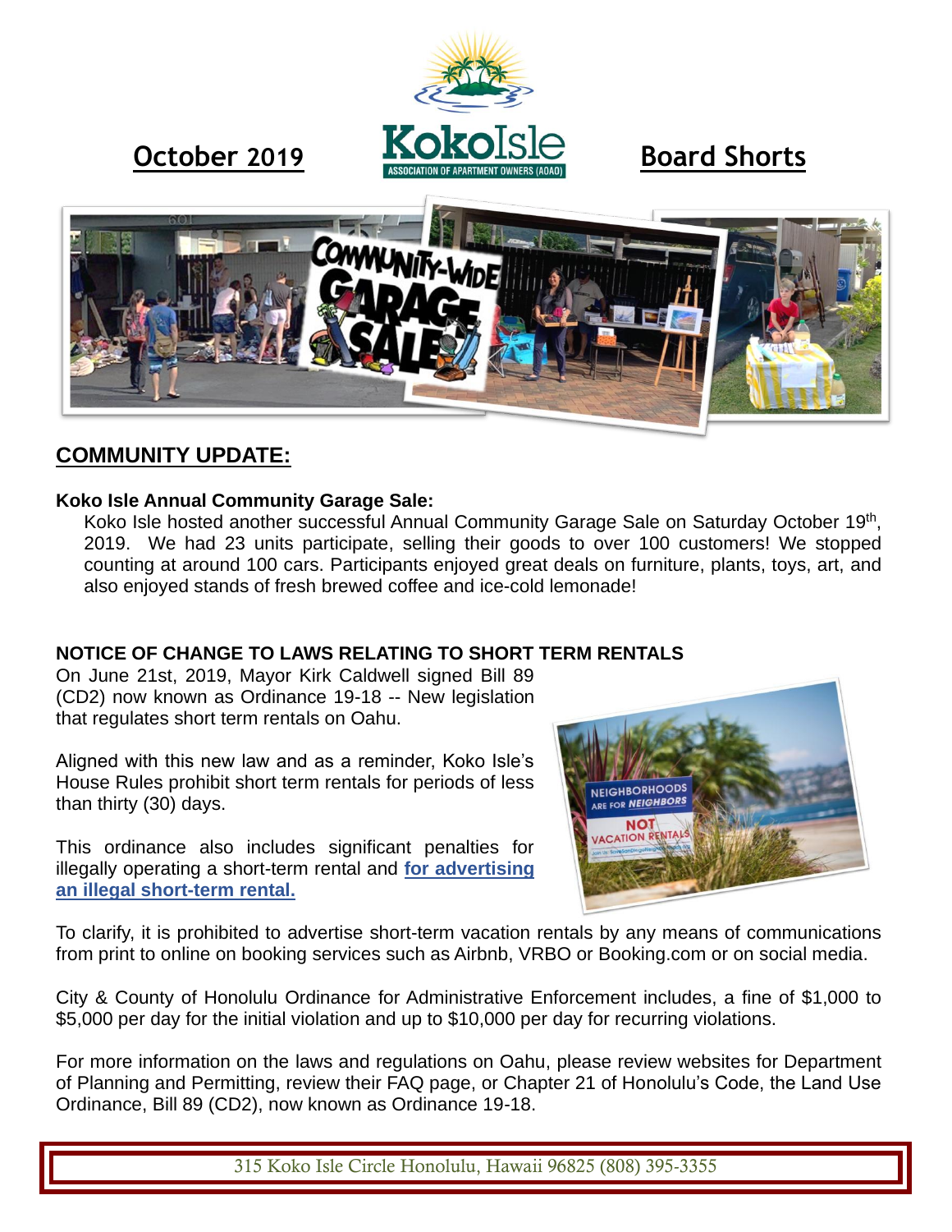**October 2019** **Board Shorts**

## COMMUNITY UPDATE:

### Koko Isle Annual Community Garage Sale:

Koko Isle hosted another successful Annual Community Garage Sale on Saturday October 19th, 2019. We had 23 units participate, selling their goods to over 100 customers! We stopped counting at around 100 cars. Participants enjoyed great deals on furniture, plants, toys, art, and also enjoyed stands of fresh brewed coffee and ice-cold lemonade!

### NOTICE OF CHANGE TO LAWS RELATING TO SHORT TERM RENTALS

On June 21st, 2019, Mayor Kirk Caldwell signed Bill 89 (CD2) now known as Ordinance 19-18 -- New legislation that regulates short term rentals on Oahu.

Aligned with this new law and as a reminder, Koko Isle's House Rules prohibit short term rentals for periods of less than thirty (30) days.

This ordinance also includes significant penalties for illegally operating a short-term rental and **for advertising an illegal short-term rental.**

To clarify, it is prohibited to advertise short-term vacation rentals by any means of communications from print to online on booking services such as Airbnb, VRBO or Booking.com or on social media.

City & County of Honolulu Ordinance for Administrative Enforcement includes, a fine of $1,000 to $5,000 per day for the initial violation and up to $10,000 per day for recurring violations.

For more information on the laws and regulations on Oahu, please review websites for Department of Planning and Permitting, review their FAQ page, or Chapter 21 of Honolulu's Code, the Land Use Ordinance, Bill 89 (CD2), now known as Ordinance 19-18.

315 Koko Isle Circle Honolulu, Hawaii 96825 (808) 395-3355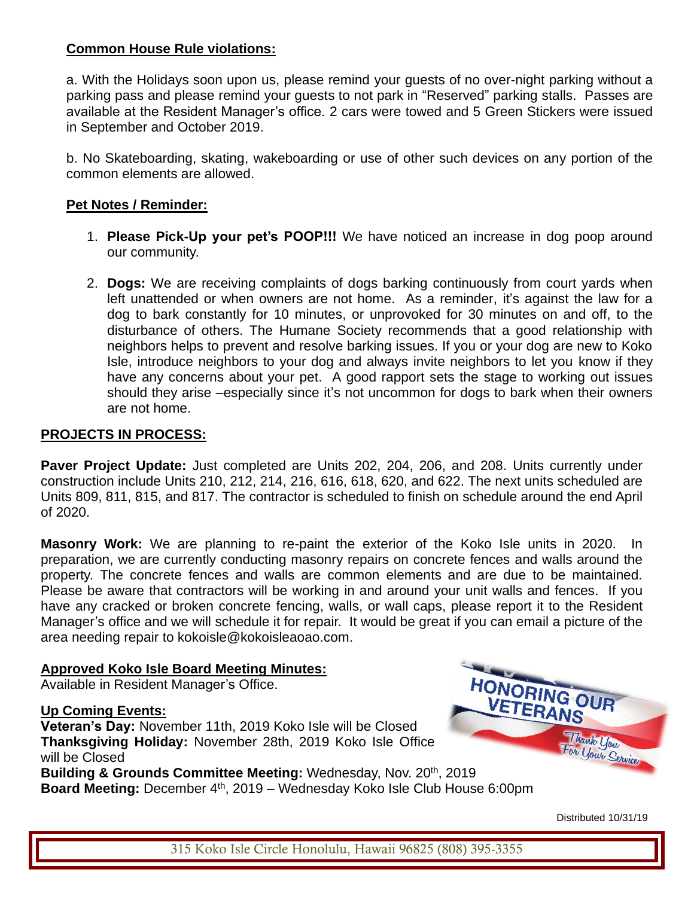**Common House Rule violations:**

a. With the Holidays soon upon us, please remind your guests of no over-night parking without a parking pass and please remind your guests to not park in "Reserved" parking stalls. Passes are available at the Resident Manager's office. 2 cars were towed and 5 Green Stickers were issued in September and October 2019.

b. No Skateboarding, skating, wakeboarding or use of other such devices on any portion of the common elements are allowed.

**Pet Notes / Reminder:**

1. **Please Pick-Up your pet's POOP!!!** We have noticed an increase in dog poop around our community.

2. **Dogs:** We are receiving complaints of dogs barking continuously from court yards when left unattended or when owners are not home. As a reminder, it's against the law for a dog to bark constantly for 10 minutes, or unprovoked for 30 minutes on and off, to the disturbance of others. The Humane Society recommends that a good relationship with neighbors helps to prevent and resolve barking issues. If you or your dog are new to Koko Isle, introduce neighbors to your dog and always invite neighbors to let you know if they have any concerns about your pet. A good rapport sets the stage to working out issues should they arise –especially since it's not uncommon for dogs to bark when their owners are not home.

**PROJECTS IN PROCESS:**

**Paver Project Update:** Just completed are Units 202, 204, 206, and 208. Units currently under construction include Units 210, 212, 214, 216, 616, 618, 620, and 622. The next units scheduled are Units 809, 811, 815, and 817. The contractor is scheduled to finish on schedule around the end April of 2020.

**Masonry Work:** We are planning to re-paint the exterior of the Koko Isle units in 2020. In preparation, we are currently conducting masonry repairs on concrete fences and walls around the property. The concrete fences and walls are common elements and are due to be maintained. Please be aware that contractors will be working in and around your unit walls and fences. If you have any cracked or broken concrete fencing, walls, or wall caps, please report it to the Resident Manager's office and we will schedule it for repair. It would be great if you can email a picture of the area needing repair to kokoisle@kokoisleaoao.com.

**Approved Koko Isle Board Meeting Minutes:**
Available in Resident Manager's Office.

**Up Coming Events:**
**Veteran's Day:** November 11th, 2019 Koko Isle will be Closed
**Thanksgiving Holiday:** November 28th, 2019 Koko Isle Office will be Closed
**Building & Grounds Committee Meeting:** Wednesday, Nov. 20th, 2019
**Board Meeting:** December 4th, 2019 – Wednesday Koko Isle Club House 6:00pm

HONORING OUR VETERANS
Thank You For Your Service

Distributed 10/31/19

315 Koko Isle Circle Honolulu, Hawaii 96825 (808) 395-3355